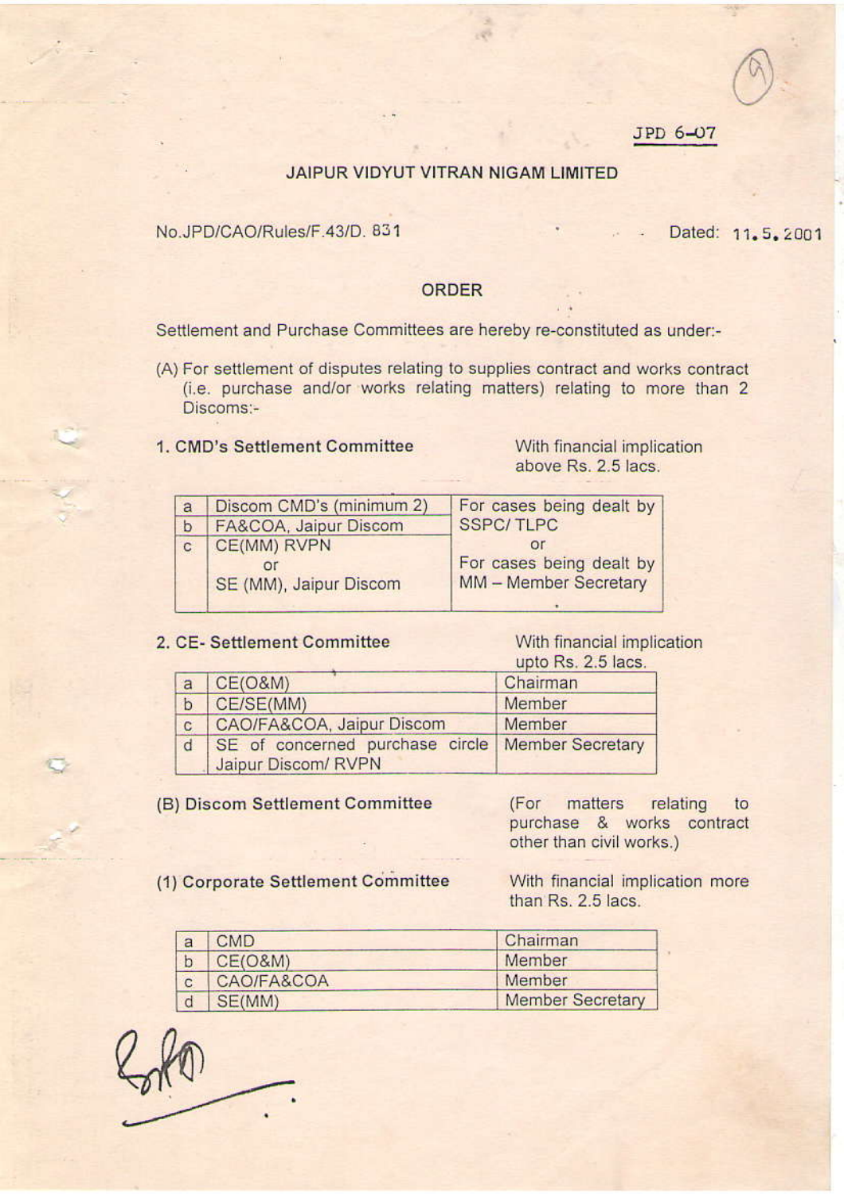JPD 6-07

# JAIPUR VIDYUT VITRAN NIGAM LIMITED

No.JPD/CAO/Rules/F.43/D. 831 Dated: 11.5.2001

## ORDER

Settlement and Purchase Committees are hereby re-constituted as under:-

(A) For settlement of disputes relating to supplies contract and works contract (i.e. purchase and/or works relating matters) relating to more than 2 Discoms:-

**1. CMD's Settlement Committee** — With financial implication above Rs. 2.5 lacs.

| | | |
|---|---|---|
| a | Discom CMD's (minimum 2) | For cases being dealt by SSPC/ TLPC or For cases being dealt by MM – Member Secretary |
| b | FA&COA, Jaipur Discom | |
| c | CE(MM) RVPN or SE (MM), Jaipur Discom | |

**2. CE- Settlement Committee** — With financial implication upto Rs. 2.5 lacs.

| | | |
|---|---|---|
| a | CE(O&M) | Chairman |
| b | CE/SE(MM) | Member |
| c | CAO/FA&COA, Jaipur Discom | Member |
| d | SE of concerned purchase circle Jaipur Discom/ RVPN | Member Secretary |

**(B) Discom Settlement Committee** — (For matters relating to purchase & works contract other than civil works.)

**(1) Corporate Settlement Committee** — With financial implication more than Rs. 2.5 lacs.

| | | |
|---|---|---|
| a | CMD | Chairman |
| b | CE(O&M) | Member |
| c | CAO/FA&COA | Member |
| d | SE(MM) | Member Secretary |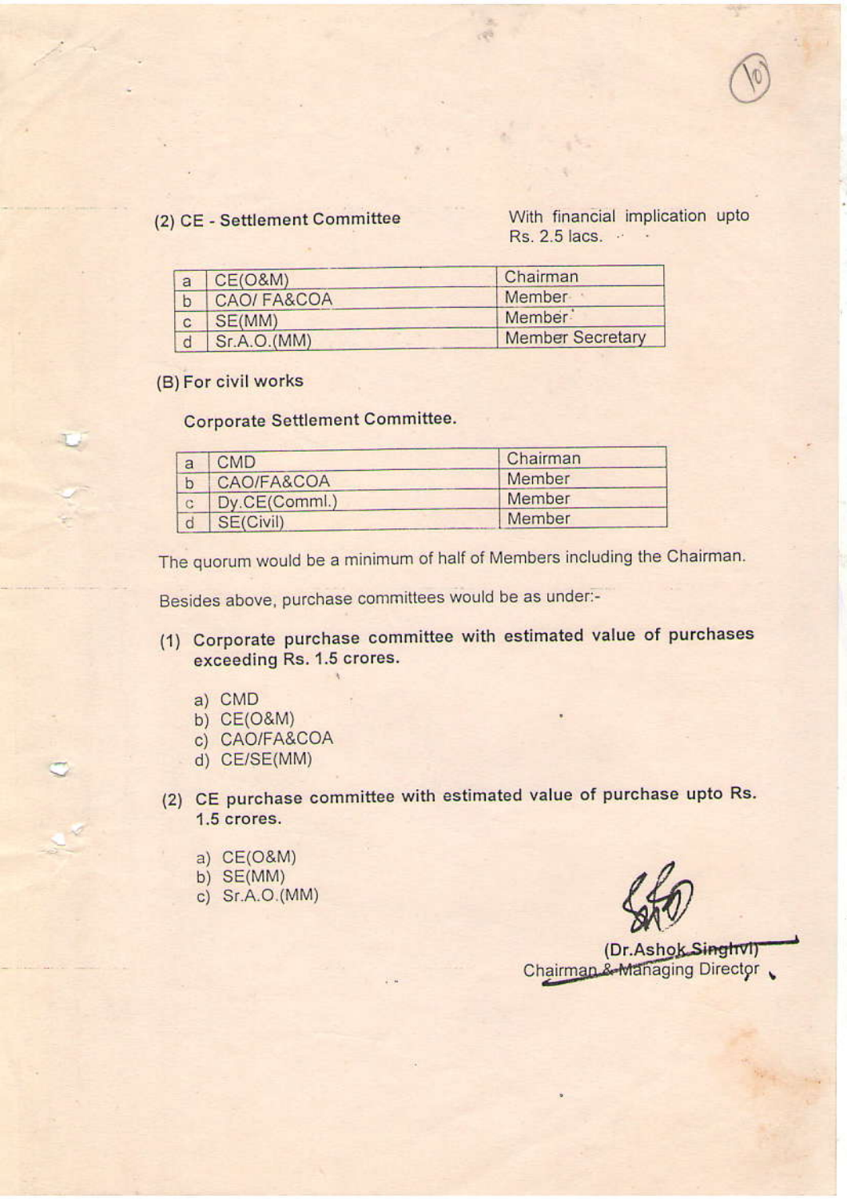(2) **CE - Settlement Committee** With financial implication upto Rs. 2.5 lacs.

| | | |
|---|---|---|
| a | CE(O&M) | Chairman |
| b | CAO/ FA&COA | Member |
| c | SE(MM) | Member |
| d | Sr.A.O.(MM) | Member Secretary |

(B) **For civil works**

**Corporate Settlement Committee.**

| | | |
|---|---|---|
| a | CMD | Chairman |
| b | CAO/FA&COA | Member |
| c | Dy.CE(Comml.) | Member |
| d | SE(Civil) | Member |

The quorum would be a minimum of half of Members including the Chairman.

Besides above, purchase committees would be as under:-

(1) **Corporate purchase committee with estimated value of purchases exceeding Rs. 1.5 crores.**

a) CMD
b) CE(O&M)
c) CAO/FA&COA
d) CE/SE(MM)

(2) **CE purchase committee with estimated value of purchase upto Rs. 1.5 crores.**

a) CE(O&M)
b) SE(MM)
c) Sr.A.O.(MM)

(Dr.Ashok Singhvi)
Chairman & Managing Director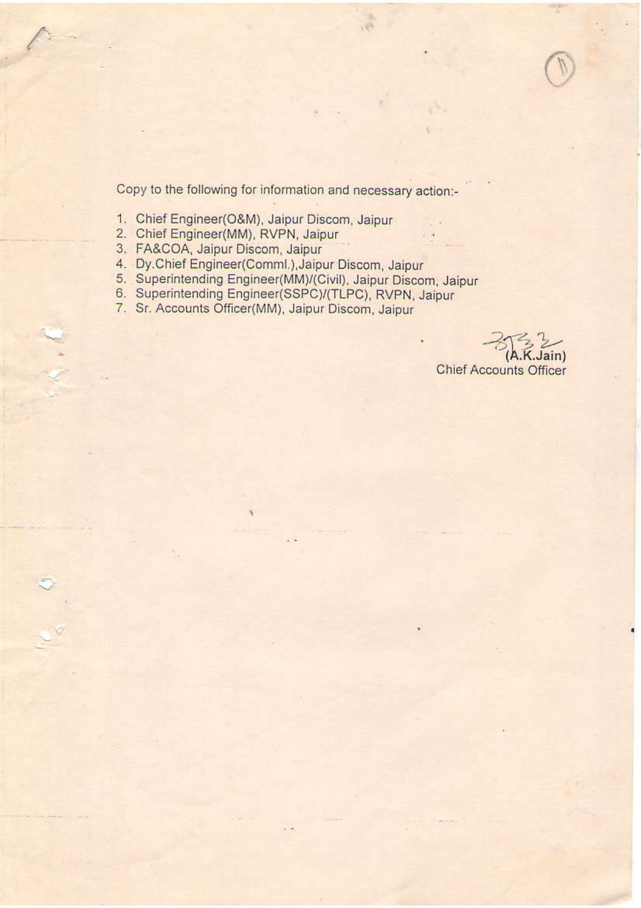Copy to the following for information and necessary action:-

1. Chief Engineer(O&M), Jaipur Discom, Jaipur
2. Chief Engineer(MM), RVPN, Jaipur
3. FA&COA, Jaipur Discom, Jaipur
4. Dy.Chief Engineer(Comml.),Jaipur Discom, Jaipur
5. Superintending Engineer(MM)/(Civil), Jaipur Discom, Jaipur
6. Superintending Engineer(SSPC)/(TLPC), RVPN, Jaipur
7. Sr. Accounts Officer(MM), Jaipur Discom, Jaipur

(A.K.Jain)
Chief Accounts Officer